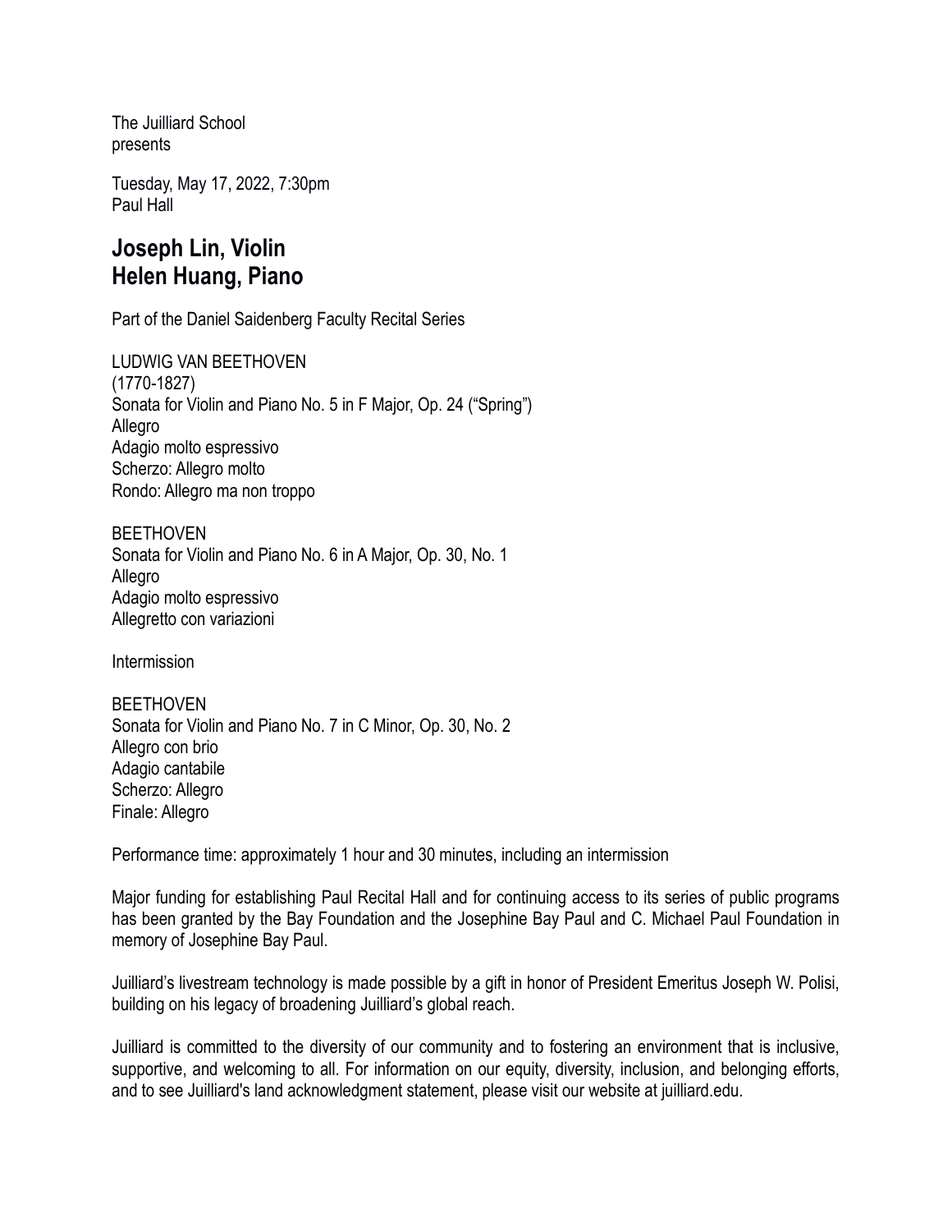The Juilliard School
presents

Tuesday, May 17, 2022, 7:30pm
Paul Hall

# Joseph Lin, Violin
# Helen Huang, Piano

Part of the Daniel Saidenberg Faculty Recital Series

LUDWIG VAN BEETHOVEN
(1770-1827)
Sonata for Violin and Piano No. 5 in F Major, Op. 24 ("Spring")
Allegro
Adagio molto espressivo
Scherzo: Allegro molto
Rondo: Allegro ma non troppo

BEETHOVEN
Sonata for Violin and Piano No. 6 in A Major, Op. 30, No. 1
Allegro
Adagio molto espressivo
Allegretto con variazioni

Intermission

BEETHOVEN
Sonata for Violin and Piano No. 7 in C Minor, Op. 30, No. 2
Allegro con brio
Adagio cantabile
Scherzo: Allegro
Finale: Allegro

Performance time: approximately 1 hour and 30 minutes, including an intermission

Major funding for establishing Paul Recital Hall and for continuing access to its series of public programs has been granted by the Bay Foundation and the Josephine Bay Paul and C. Michael Paul Foundation in memory of Josephine Bay Paul.

Juilliard's livestream technology is made possible by a gift in honor of President Emeritus Joseph W. Polisi, building on his legacy of broadening Juilliard's global reach.

Juilliard is committed to the diversity of our community and to fostering an environment that is inclusive, supportive, and welcoming to all. For information on our equity, diversity, inclusion, and belonging efforts, and to see Juilliard's land acknowledgment statement, please visit our website at juilliard.edu.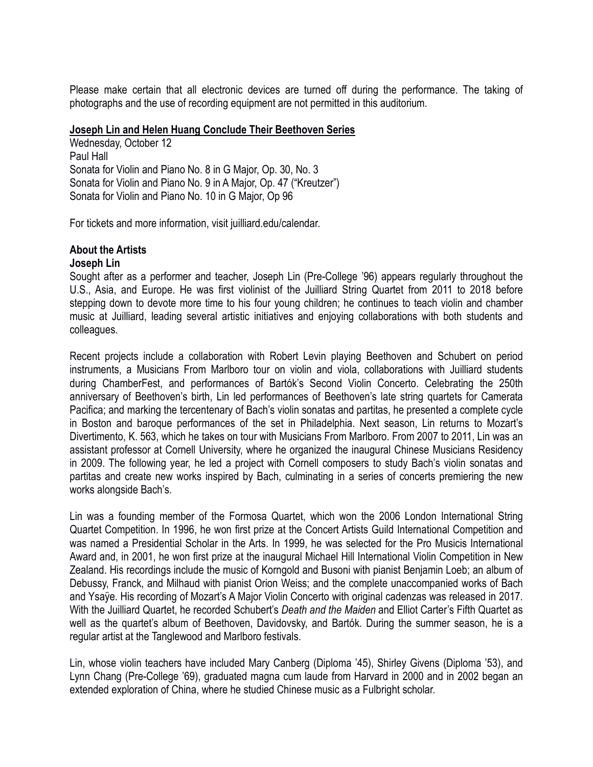Please make certain that all electronic devices are turned off during the performance. The taking of photographs and the use of recording equipment are not permitted in this auditorium.

**Joseph Lin and Helen Huang Conclude Their Beethoven Series**

Wednesday, October 12
Paul Hall
Sonata for Violin and Piano No. 8 in G Major, Op. 30, No. 3
Sonata for Violin and Piano No. 9 in A Major, Op. 47 ("Kreutzer")
Sonata for Violin and Piano No. 10 in G Major, Op 96

For tickets and more information, visit juilliard.edu/calendar.

## About the Artists

### Joseph Lin

Sought after as a performer and teacher, Joseph Lin (Pre-College '96) appears regularly throughout the U.S., Asia, and Europe. He was first violinist of the Juilliard String Quartet from 2011 to 2018 before stepping down to devote more time to his four young children; he continues to teach violin and chamber music at Juilliard, leading several artistic initiatives and enjoying collaborations with both students and colleagues.

Recent projects include a collaboration with Robert Levin playing Beethoven and Schubert on period instruments, a Musicians From Marlboro tour on violin and viola, collaborations with Juilliard students during ChamberFest, and performances of Bartók's Second Violin Concerto. Celebrating the 250th anniversary of Beethoven's birth, Lin led performances of Beethoven's late string quartets for Camerata Pacifica; and marking the tercentenary of Bach's violin sonatas and partitas, he presented a complete cycle in Boston and baroque performances of the set in Philadelphia. Next season, Lin returns to Mozart's Divertimento, K. 563, which he takes on tour with Musicians From Marlboro. From 2007 to 2011, Lin was an assistant professor at Cornell University, where he organized the inaugural Chinese Musicians Residency in 2009. The following year, he led a project with Cornell composers to study Bach's violin sonatas and partitas and create new works inspired by Bach, culminating in a series of concerts premiering the new works alongside Bach's.

Lin was a founding member of the Formosa Quartet, which won the 2006 London International String Quartet Competition. In 1996, he won first prize at the Concert Artists Guild International Competition and was named a Presidential Scholar in the Arts. In 1999, he was selected for the Pro Musicis International Award and, in 2001, he won first prize at the inaugural Michael Hill International Violin Competition in New Zealand. His recordings include the music of Korngold and Busoni with pianist Benjamin Loeb; an album of Debussy, Franck, and Milhaud with pianist Orion Weiss; and the complete unaccompanied works of Bach and Ysaÿe. His recording of Mozart's A Major Violin Concerto with original cadenzas was released in 2017. With the Juilliard Quartet, he recorded Schubert's *Death and the Maiden* and Elliot Carter's Fifth Quartet as well as the quartet's album of Beethoven, Davidovsky, and Bartók. During the summer season, he is a regular artist at the Tanglewood and Marlboro festivals.

Lin, whose violin teachers have included Mary Canberg (Diploma '45), Shirley Givens (Diploma '53), and Lynn Chang (Pre-College '69), graduated magna cum laude from Harvard in 2000 and in 2002 began an extended exploration of China, where he studied Chinese music as a Fulbright scholar.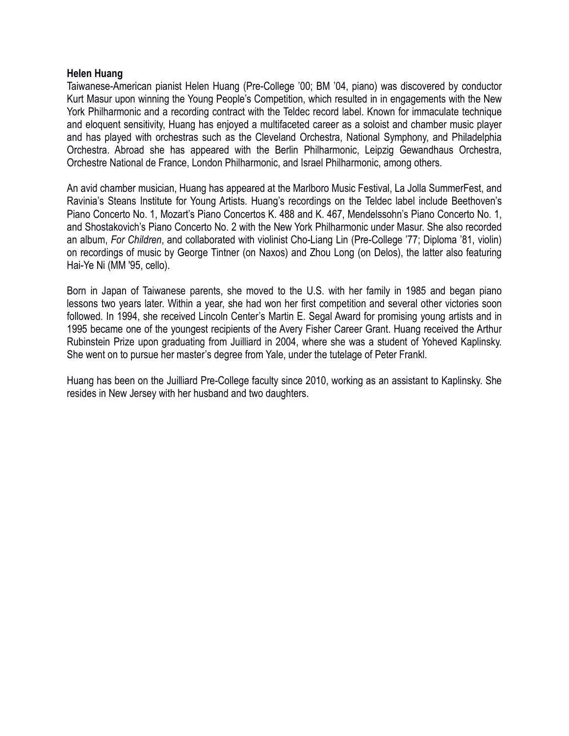**Helen Huang**

Taiwanese-American pianist Helen Huang (Pre-College '00; BM '04, piano) was discovered by conductor Kurt Masur upon winning the Young People's Competition, which resulted in in engagements with the New York Philharmonic and a recording contract with the Teldec record label. Known for immaculate technique and eloquent sensitivity, Huang has enjoyed a multifaceted career as a soloist and chamber music player and has played with orchestras such as the Cleveland Orchestra, National Symphony, and Philadelphia Orchestra. Abroad she has appeared with the Berlin Philharmonic, Leipzig Gewandhaus Orchestra, Orchestre National de France, London Philharmonic, and Israel Philharmonic, among others.

An avid chamber musician, Huang has appeared at the Marlboro Music Festival, La Jolla SummerFest, and Ravinia's Steans Institute for Young Artists. Huang's recordings on the Teldec label include Beethoven's Piano Concerto No. 1, Mozart's Piano Concertos K. 488 and K. 467, Mendelssohn's Piano Concerto No. 1, and Shostakovich's Piano Concerto No. 2 with the New York Philharmonic under Masur. She also recorded an album, *For Children*, and collaborated with violinist Cho-Liang Lin (Pre-College '77; Diploma '81, violin) on recordings of music by George Tintner (on Naxos) and Zhou Long (on Delos), the latter also featuring Hai-Ye Ni (MM '95, cello).

Born in Japan of Taiwanese parents, she moved to the U.S. with her family in 1985 and began piano lessons two years later. Within a year, she had won her first competition and several other victories soon followed. In 1994, she received Lincoln Center's Martin E. Segal Award for promising young artists and in 1995 became one of the youngest recipients of the Avery Fisher Career Grant. Huang received the Arthur Rubinstein Prize upon graduating from Juilliard in 2004, where she was a student of Yoheved Kaplinsky. She went on to pursue her master's degree from Yale, under the tutelage of Peter Frankl.

Huang has been on the Juilliard Pre-College faculty since 2010, working as an assistant to Kaplinsky. She resides in New Jersey with her husband and two daughters.